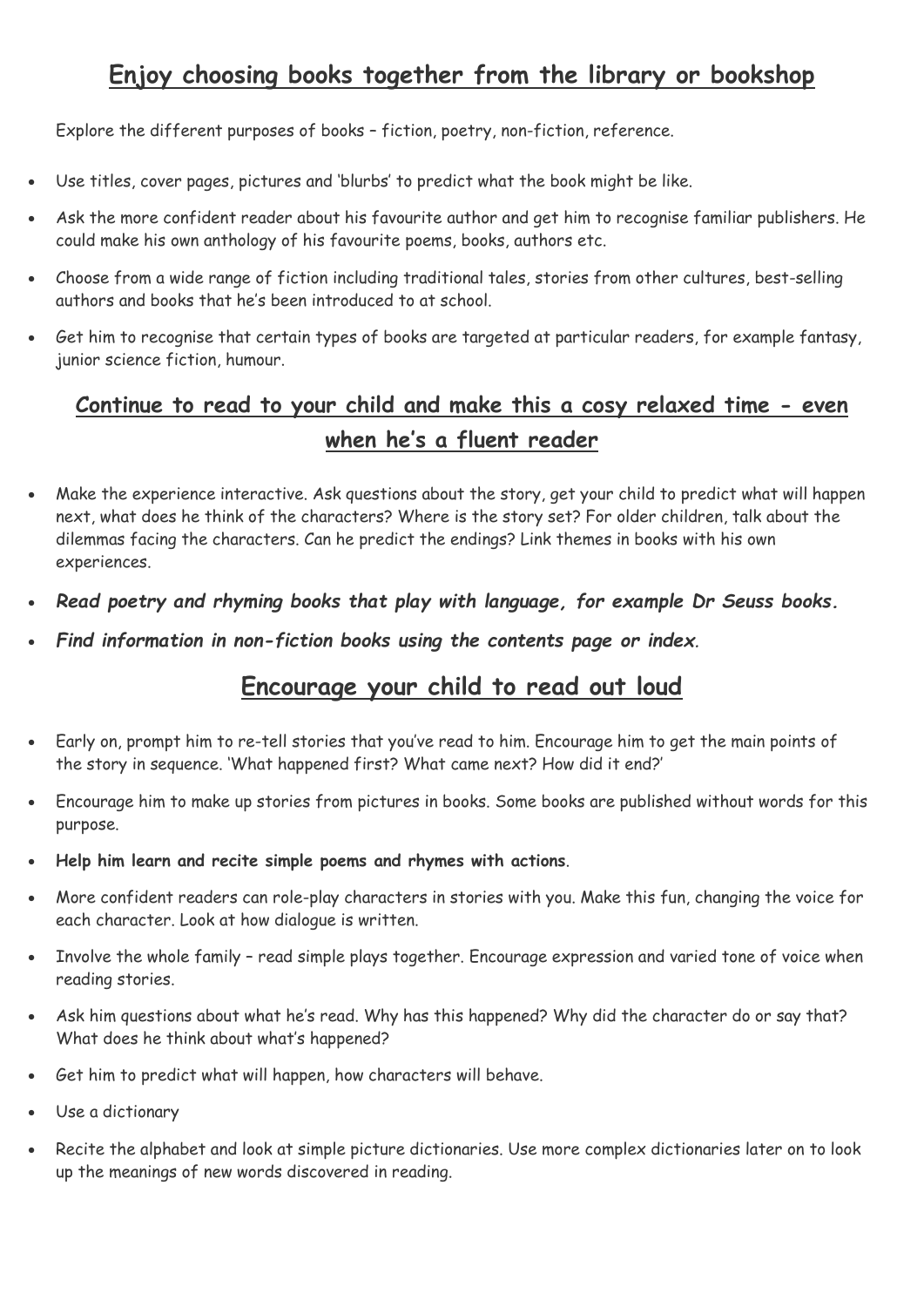## Enjoy choosing books together from the library or bookshop

Explore the different purposes of books – fiction, poetry, non-fiction, reference.

- Use titles, cover pages, pictures and 'blurbs' to predict what the book might be like.
- Ask the more confident reader about his favourite author and get him to recognise familiar publishers. He could make his own anthology of his favourite poems, books, authors etc.
- Choose from a wide range of fiction including traditional tales, stories from other cultures, best-selling authors and books that he's been introduced to at school.
- Get him to recognise that certain types of books are targeted at particular readers, for example fantasy, junior science fiction, humour.

## Continue to read to your child and make this a cosy relaxed time - even when he's a fluent reader

- Make the experience interactive. Ask questions about the story, get your child to predict what will happen next, what does he think of the characters? Where is the story set? For older children, talk about the dilemmas facing the characters. Can he predict the endings? Link themes in books with his own experiences.
- ***Read poetry and rhyming books that play with language, for example Dr Seuss books.***
- ***Find information in non-fiction books using the contents page or index.***

## Encourage your child to read out loud

- Early on, prompt him to re-tell stories that you've read to him. Encourage him to get the main points of the story in sequence. 'What happened first? What came next? How did it end?'
- Encourage him to make up stories from pictures in books. Some books are published without words for this purpose.
- **Help him learn and recite simple poems and rhymes with actions**.
- More confident readers can role-play characters in stories with you. Make this fun, changing the voice for each character. Look at how dialogue is written.
- Involve the whole family – read simple plays together. Encourage expression and varied tone of voice when reading stories.
- Ask him questions about what he's read. Why has this happened? Why did the character do or say that? What does he think about what's happened?
- Get him to predict what will happen, how characters will behave.
- Use a dictionary
- Recite the alphabet and look at simple picture dictionaries. Use more complex dictionaries later on to look up the meanings of new words discovered in reading.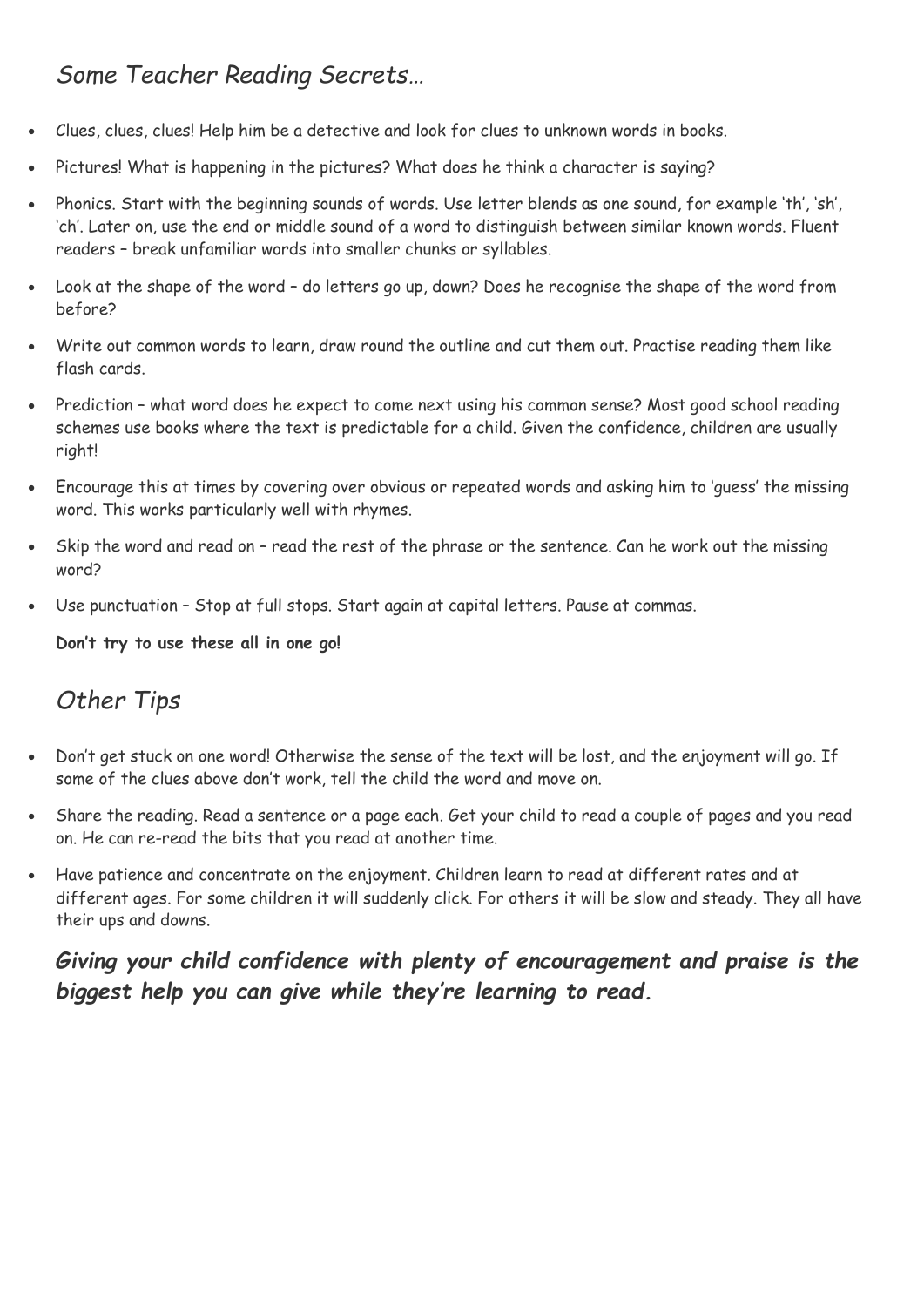## *Some Teacher Reading Secrets…*

- Clues, clues, clues! Help him be a detective and look for clues to unknown words in books.
- Pictures! What is happening in the pictures? What does he think a character is saying?
- Phonics. Start with the beginning sounds of words. Use letter blends as one sound, for example 'th', 'sh', 'ch'. Later on, use the end or middle sound of a word to distinguish between similar known words. Fluent readers – break unfamiliar words into smaller chunks or syllables.
- Look at the shape of the word – do letters go up, down? Does he recognise the shape of the word from before?
- Write out common words to learn, draw round the outline and cut them out. Practise reading them like flash cards.
- Prediction – what word does he expect to come next using his common sense? Most good school reading schemes use books where the text is predictable for a child. Given the confidence, children are usually right!
- Encourage this at times by covering over obvious or repeated words and asking him to 'guess' the missing word. This works particularly well with rhymes.
- Skip the word and read on – read the rest of the phrase or the sentence. Can he work out the missing word?
- Use punctuation – Stop at full stops. Start again at capital letters. Pause at commas.

**Don't try to use these all in one go!**

## *Other Tips*

- Don't get stuck on one word! Otherwise the sense of the text will be lost, and the enjoyment will go. If some of the clues above don't work, tell the child the word and move on.
- Share the reading. Read a sentence or a page each. Get your child to read a couple of pages and you read on. He can re-read the bits that you read at another time.
- Have patience and concentrate on the enjoyment. Children learn to read at different rates and at different ages. For some children it will suddenly click. For others it will be slow and steady. They all have their ups and downs.

***Giving your child confidence with plenty of encouragement and praise is the biggest help you can give while they're learning to read.***